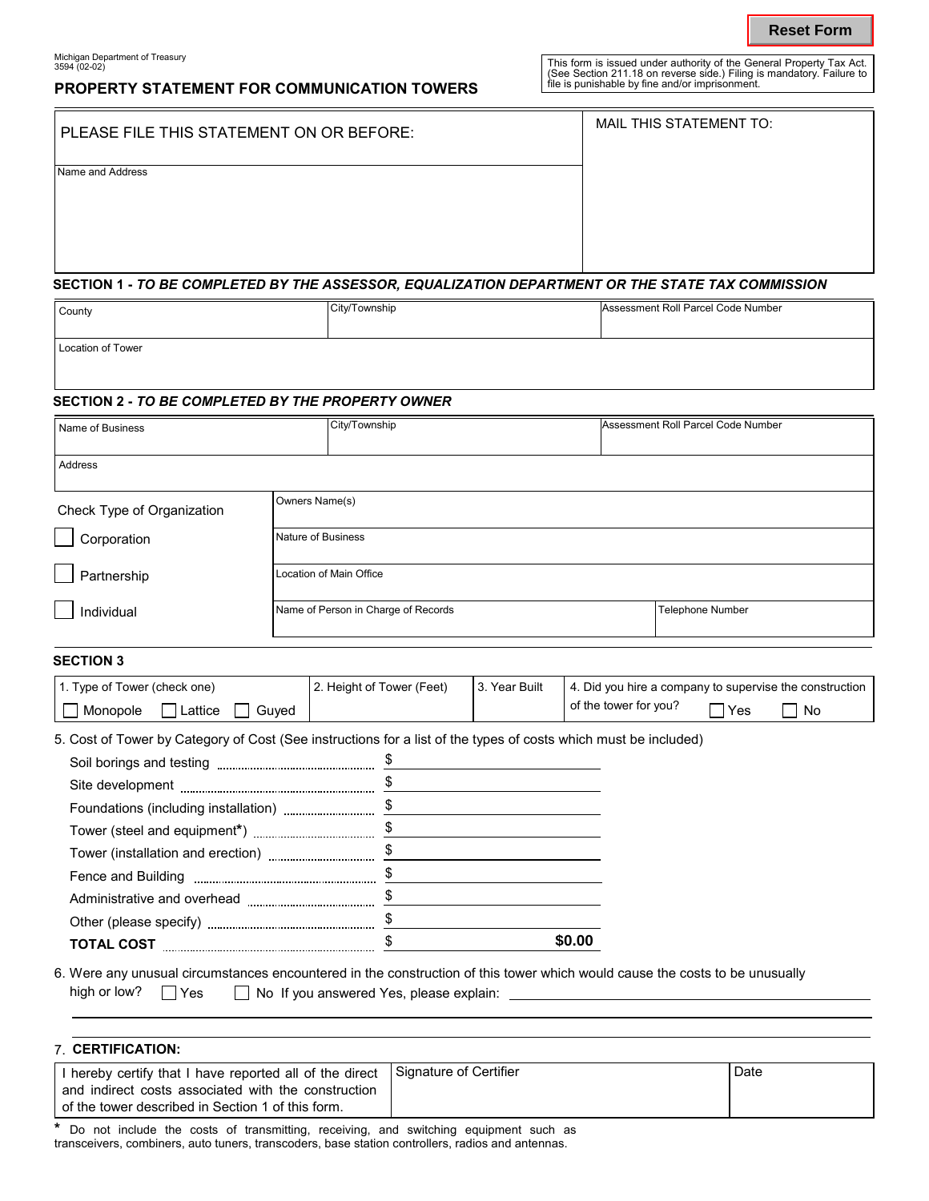Michigan Department of Treasury
3594 (02-02)

# PROPERTY STATEMENT FOR COMMUNICATION TOWERS

This form is issued under authority of the General Property Tax Act. (See Section 211.18 on reverse side.) Filing is mandatory. Failure to file is punishable by fine and/or imprisonment.

| PLEASE FILE THIS STATEMENT ON OR BEFORE: | MAIL THIS STATEMENT TO: |
|---|---|
| Name and Address | |

## SECTION 1 - *TO BE COMPLETED BY THE ASSESSOR, EQUALIZATION DEPARTMENT OR THE STATE TAX COMMISSION*

| County | City/Township | Assessment Roll Parcel Code Number |
|---|---|---|
| Location of Tower | | |

## SECTION 2 - *TO BE COMPLETED BY THE PROPERTY OWNER*

| Name of Business | City/Township | Assessment Roll Parcel Code Number |
|---|---|---|
| Address | | |

| Check Type of Organization | Owners Name(s) | |
|---|---|---|
| ☐ Corporation | Nature of Business | |
| ☐ Partnership | Location of Main Office | |
| ☐ Individual | Name of Person in Charge of Records | Telephone Number |

## SECTION 3

| 1. Type of Tower (check one) ☐ Monopole ☐ Lattice ☐ Guyed | 2. Height of Tower (Feet) | 3. Year Built | 4. Did you hire a company to supervise the construction of the tower for you? ☐ Yes ☐ No |
|---|---|---|---|

5. Cost of Tower by Category of Cost (See instructions for a list of the types of costs which must be included)

| | |
|---|---|
| Soil borings and testing | $ |
| Site development | $ |
| Foundations (including installation) | $ |
| Tower (steel and equipment*) | $ |
| Tower (installation and erection) | $ |
| Fence and Building | $ |
| Administrative and overhead | $ |
| Other (please specify) | $ |
| **TOTAL COST** | $ **$0.00** |

6. Were any unusual circumstances encountered in the construction of this tower which would cause the costs to be unusually high or low? ☐ Yes ☐ No If you answered Yes, please explain: ______________________

7. **CERTIFICATION:**

| I hereby certify that I have reported all of the direct and indirect costs associated with the construction of the tower described in Section 1 of this form. | Signature of Certifier | Date |
|---|---|---|

* Do not include the costs of transmitting, receiving, and switching equipment such as transceivers, combiners, auto tuners, transcoders, base station controllers, radios and antennas.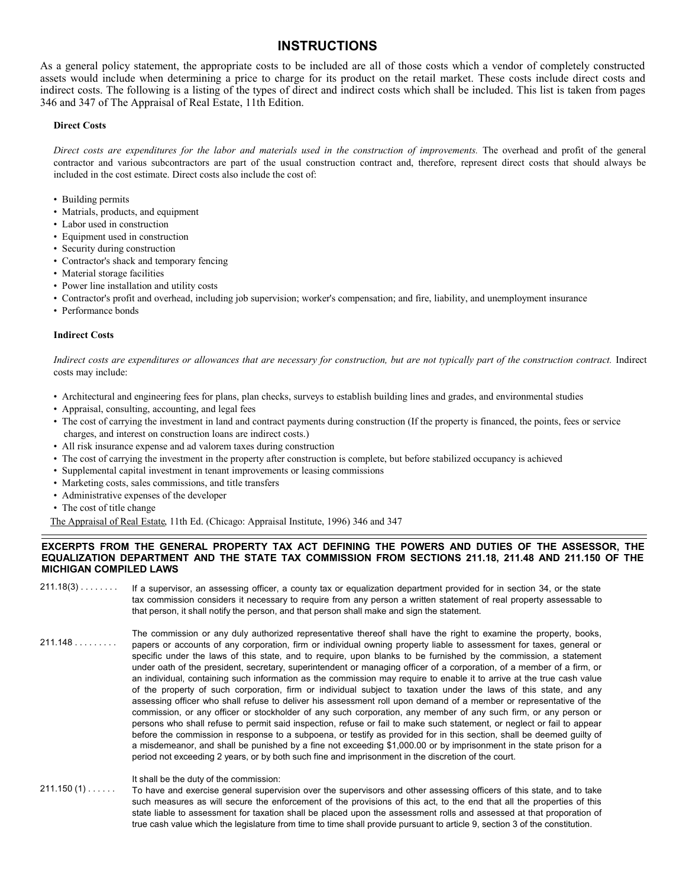# INSTRUCTIONS

As a general policy statement, the appropriate costs to be included are all of those costs which a vendor of completely constructed assets would include when determining a price to charge for its product on the retail market. These costs include direct costs and indirect costs. The following is a listing of the types of direct and indirect costs which shall be included. This list is taken from pages 346 and 347 of The Appraisal of Real Estate, 11th Edition.

**Direct Costs**

*Direct costs are expenditures for the labor and materials used in the construction of improvements.* The overhead and profit of the general contractor and various subcontractors are part of the usual construction contract and, therefore, represent direct costs that should always be included in the cost estimate. Direct costs also include the cost of:

- Building permits
- Matrials, products, and equipment
- Labor used in construction
- Equipment used in construction
- Security during construction
- Contractor's shack and temporary fencing
- Material storage facilities
- Power line installation and utility costs
- Contractor's profit and overhead, including job supervision; worker's compensation; and fire, liability, and unemployment insurance
- Performance bonds

**Indirect Costs**

*Indirect costs are expenditures or allowances that are necessary for construction, but are not typically part of the construction contract.* Indirect costs may include:

- Architectural and engineering fees for plans, plan checks, surveys to establish building lines and grades, and environmental studies
- Appraisal, consulting, accounting, and legal fees
- The cost of carrying the investment in land and contract payments during construction (If the property is financed, the points, fees or service charges, and interest on construction loans are indirect costs.)
- All risk insurance expense and ad valorem taxes during construction
- The cost of carrying the investment in the property after construction is complete, but before stabilized occupancy is achieved
- Supplemental capital investment in tenant improvements or leasing commissions
- Marketing costs, sales commissions, and title transfers
- Administrative expenses of the developer
- The cost of title change

The Appraisal of Real Estate, 11th Ed. (Chicago: Appraisal Institute, 1996) 346 and 347

---

**EXCERPTS FROM THE GENERAL PROPERTY TAX ACT DEFINING THE POWERS AND DUTIES OF THE ASSESSOR, THE EQUALIZATION DEPARTMENT AND THE STATE TAX COMMISSION FROM SECTIONS 211.18, 211.48 AND 211.150 OF THE MICHIGAN COMPILED LAWS**

211.18(3) . . . . . . . . If a supervisor, an assessing officer, a county tax or equalization department provided for in section 34, or the state tax commission considers it necessary to require from any person a written statement of real property assessable to that person, it shall notify the person, and that person shall make and sign the statement.

211.148 . . . . . . . . . The commission or any duly authorized representative thereof shall have the right to examine the property, books, papers or accounts of any corporation, firm or individual owning property liable to assessment for taxes, general or specific under the laws of this state, and to require, upon blanks to be furnished by the commission, a statement under oath of the president, secretary, superintendent or managing officer of a corporation, of a member of a firm, or an individual, containing such information as the commission may require to enable it to arrive at the true cash value of the property of such corporation, firm or individual subject to taxation under the laws of this state, and any assessing officer who shall refuse to deliver his assessment roll upon demand of a member or representative of the commission, or any officer or stockholder of any such corporation, any member of any such firm, or any person or persons who shall refuse to permit said inspection, refuse or fail to make such statement, or neglect or fail to appear before the commission in response to a subpoena, or testify as provided for in this section, shall be deemed guilty of a misdemeanor, and shall be punished by a fine not exceeding $1,000.00 or by imprisonment in the state prison for a period not exceeding 2 years, or by both such fine and imprisonment in the discretion of the court.

211.150 (1) . . . . . . It shall be the duty of the commission:
To have and exercise general supervision over the supervisors and other assessing officers of this state, and to take such measures as will secure the enforcement of the provisions of this act, to the end that all the properties of this state liable to assessment for taxation shall be placed upon the assessment rolls and assessed at that proporation of true cash value which the legislature from time to time shall provide pursuant to article 9, section 3 of the constitution.